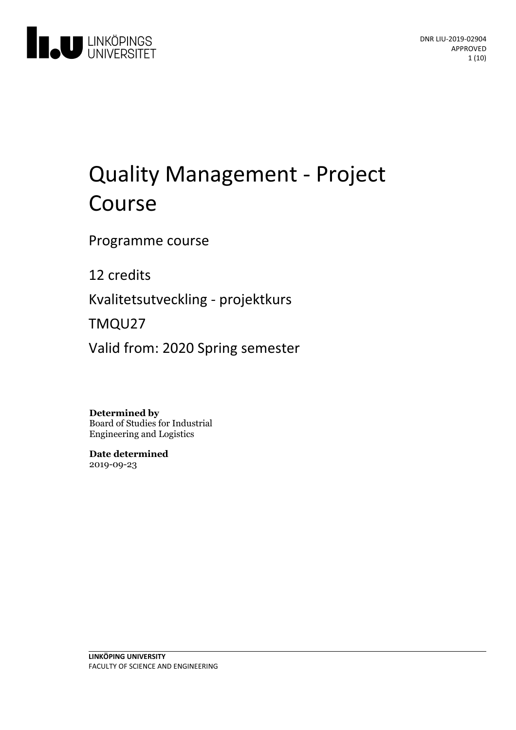LINKÖPINGS UNIVERSITET

DNR LIU-2019-02904
APPROVED

# Quality Management - Project Course

Programme course

12 credits

Kvalitetsutveckling - projektkurs

TMQU27

Valid from: 2020 Spring semester

**Determined by**
Board of Studies for Industrial Engineering and Logistics

**Date determined**
2019-09-23

**LINKÖPING UNIVERSITY**
FACULTY OF SCIENCE AND ENGINEERING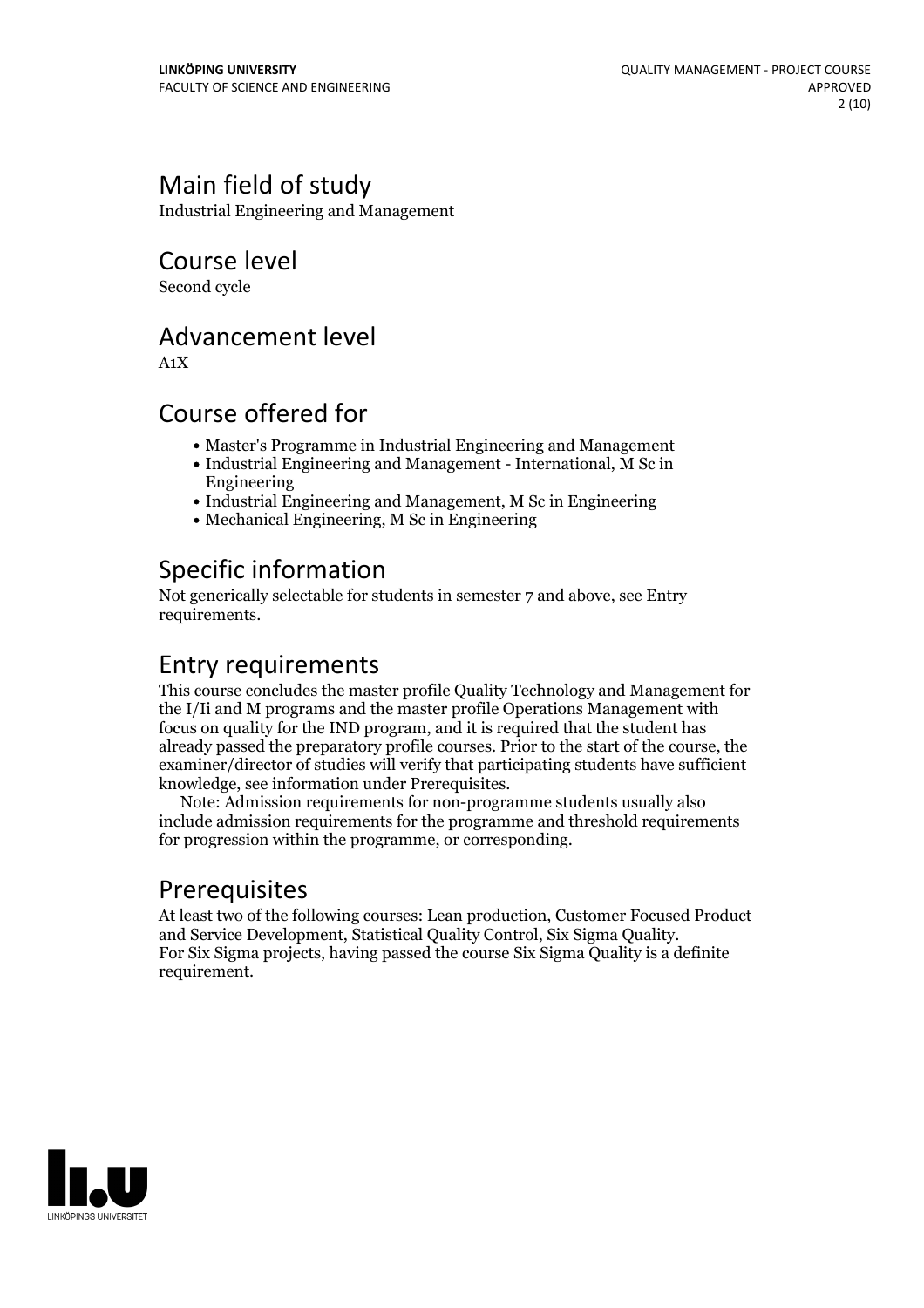## Main field of study

Industrial Engineering and Management

## Course level

Second cycle

## Advancement level

A1X

## Course offered for

- Master's Programme in Industrial Engineering and Management
- Industrial Engineering and Management - International, M Sc in Engineering
- Industrial Engineering and Management, M Sc in Engineering
- Mechanical Engineering, M Sc in Engineering

## Specific information

Not generically selectable for students in semester 7 and above, see Entry requirements.

## Entry requirements

This course concludes the master profile Quality Technology and Management for the I/Ii and M programs and the master profile Operations Management with focus on quality for the IND program, and it is required that the student has already passed the preparatory profile courses. Prior to the start of the course, the examiner/director of studies will verify that participating students have sufficient knowledge, see information under Prerequisites.

Note: Admission requirements for non-programme students usually also include admission requirements for the programme and threshold requirements for progression within the programme, or corresponding.

## Prerequisites

At least two of the following courses: Lean production, Customer Focused Product and Service Development, Statistical Quality Control, Six Sigma Quality.
For Six Sigma projects, having passed the course Six Sigma Quality is a definite requirement.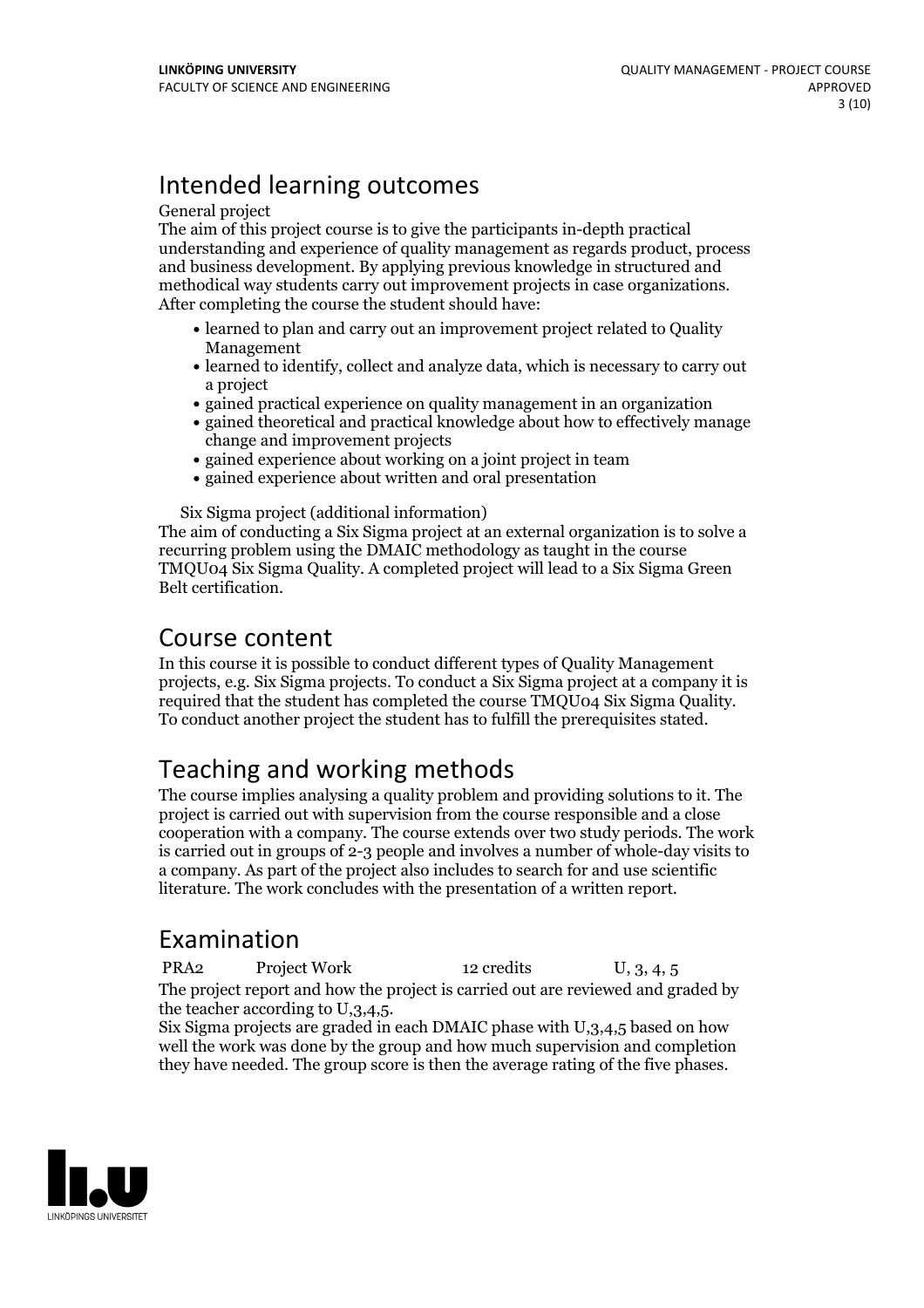## Intended learning outcomes

General project

The aim of this project course is to give the participants in-depth practical understanding and experience of quality management as regards product, process and business development. By applying previous knowledge in structured and methodical way students carry out improvement projects in case organizations. After completing the course the student should have:

- learned to plan and carry out an improvement project related to Quality Management
- learned to identify, collect and analyze data, which is necessary to carry out a project
- gained practical experience on quality management in an organization
- gained theoretical and practical knowledge about how to effectively manage change and improvement projects
- gained experience about working on a joint project in team
- gained experience about written and oral presentation

Six Sigma project (additional information)

The aim of conducting a Six Sigma project at an external organization is to solve a recurring problem using the DMAIC methodology as taught in the course TMQU04 Six Sigma Quality. A completed project will lead to a Six Sigma Green Belt certification.

## Course content

In this course it is possible to conduct different types of Quality Management projects, e.g. Six Sigma projects. To conduct a Six Sigma project at a company it is required that the student has completed the course TMQU04 Six Sigma Quality. To conduct another project the student has to fulfill the prerequisites stated.

## Teaching and working methods

The course implies analysing a quality problem and providing solutions to it. The project is carried out with supervision from the course responsible and a close cooperation with a company. The course extends over two study periods. The work is carried out in groups of 2-3 people and involves a number of whole-day visits to a company. As part of the project also includes to search for and use scientific literature. The work concludes with the presentation of a written report.

## Examination

| PRA2 | Project Work | 12 credits | U, 3, 4, 5 |
|---|---|---|---|

The project report and how the project is carried out are reviewed and graded by the teacher according to U,3,4,5.

Six Sigma projects are graded in each DMAIC phase with U,3,4,5 based on how well the work was done by the group and how much supervision and completion they have needed. The group score is then the average rating of the five phases.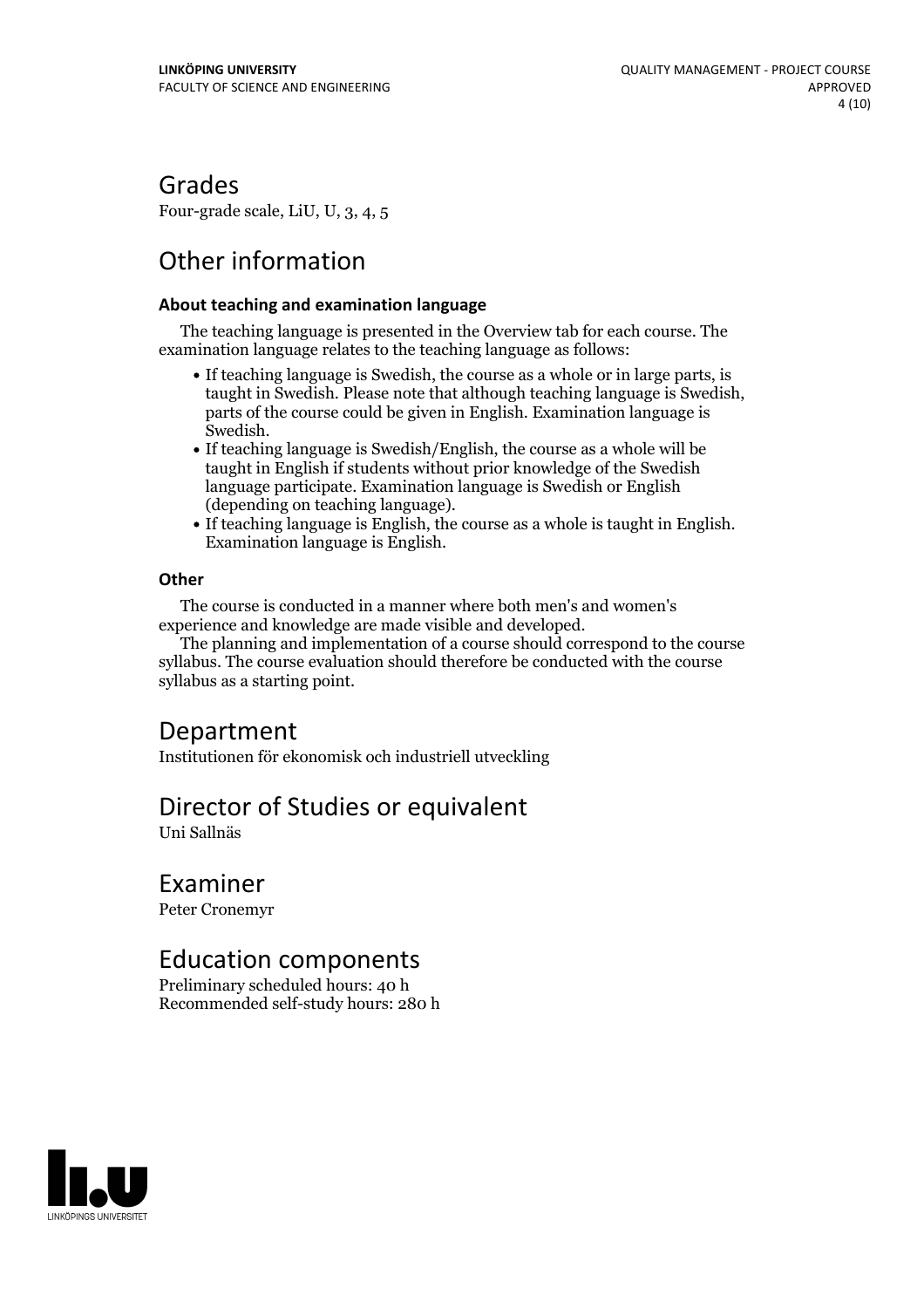## Grades

Four-grade scale, LiU, U, 3, 4, 5

## Other information

### About teaching and examination language

The teaching language is presented in the Overview tab for each course. The examination language relates to the teaching language as follows:

- If teaching language is Swedish, the course as a whole or in large parts, is taught in Swedish. Please note that although teaching language is Swedish, parts of the course could be given in English. Examination language is Swedish.
- If teaching language is Swedish/English, the course as a whole will be taught in English if students without prior knowledge of the Swedish language participate. Examination language is Swedish or English (depending on teaching language).
- If teaching language is English, the course as a whole is taught in English. Examination language is English.

### Other

The course is conducted in a manner where both men's and women's experience and knowledge are made visible and developed.

The planning and implementation of a course should correspond to the course syllabus. The course evaluation should therefore be conducted with the course syllabus as a starting point.

## Department

Institutionen för ekonomisk och industriell utveckling

## Director of Studies or equivalent

Uni Sallnäs

## Examiner

Peter Cronemyr

## Education components

Preliminary scheduled hours: 40 h
Recommended self-study hours: 280 h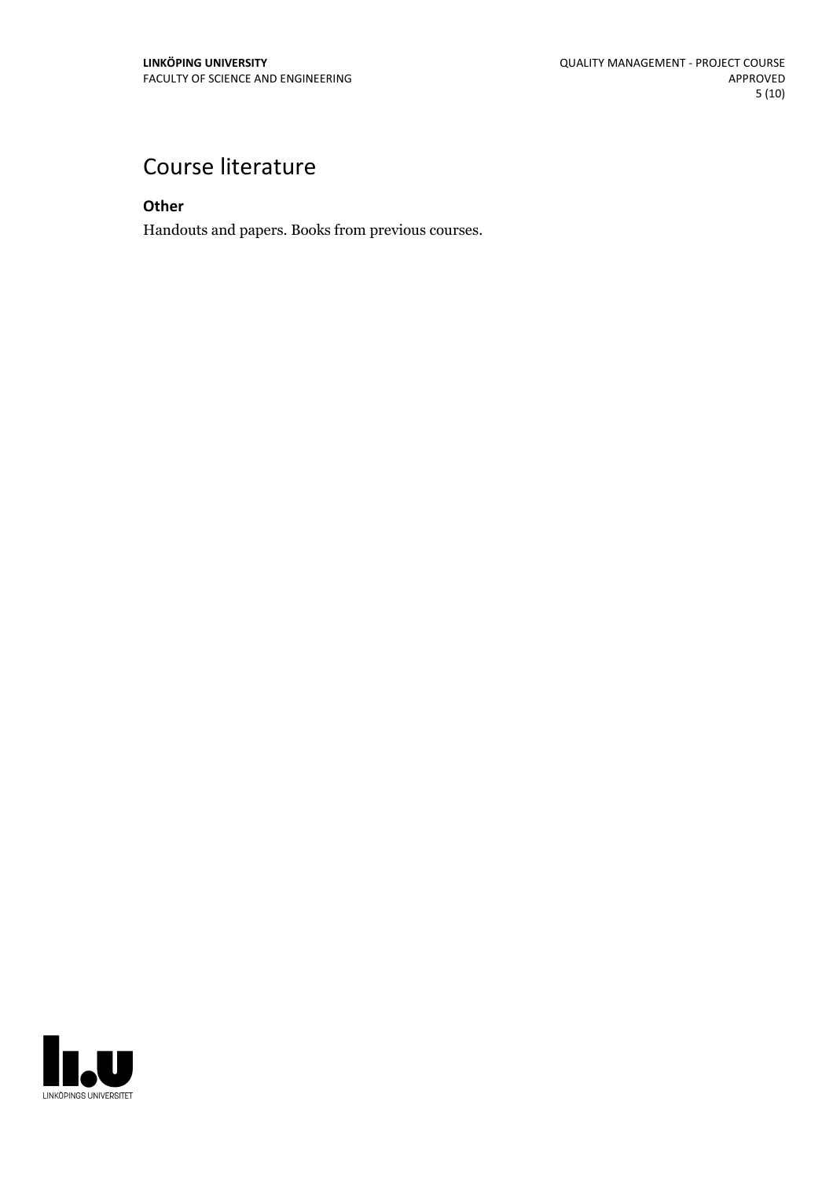# Course literature

**Other**

Handouts and papers. Books from previous courses.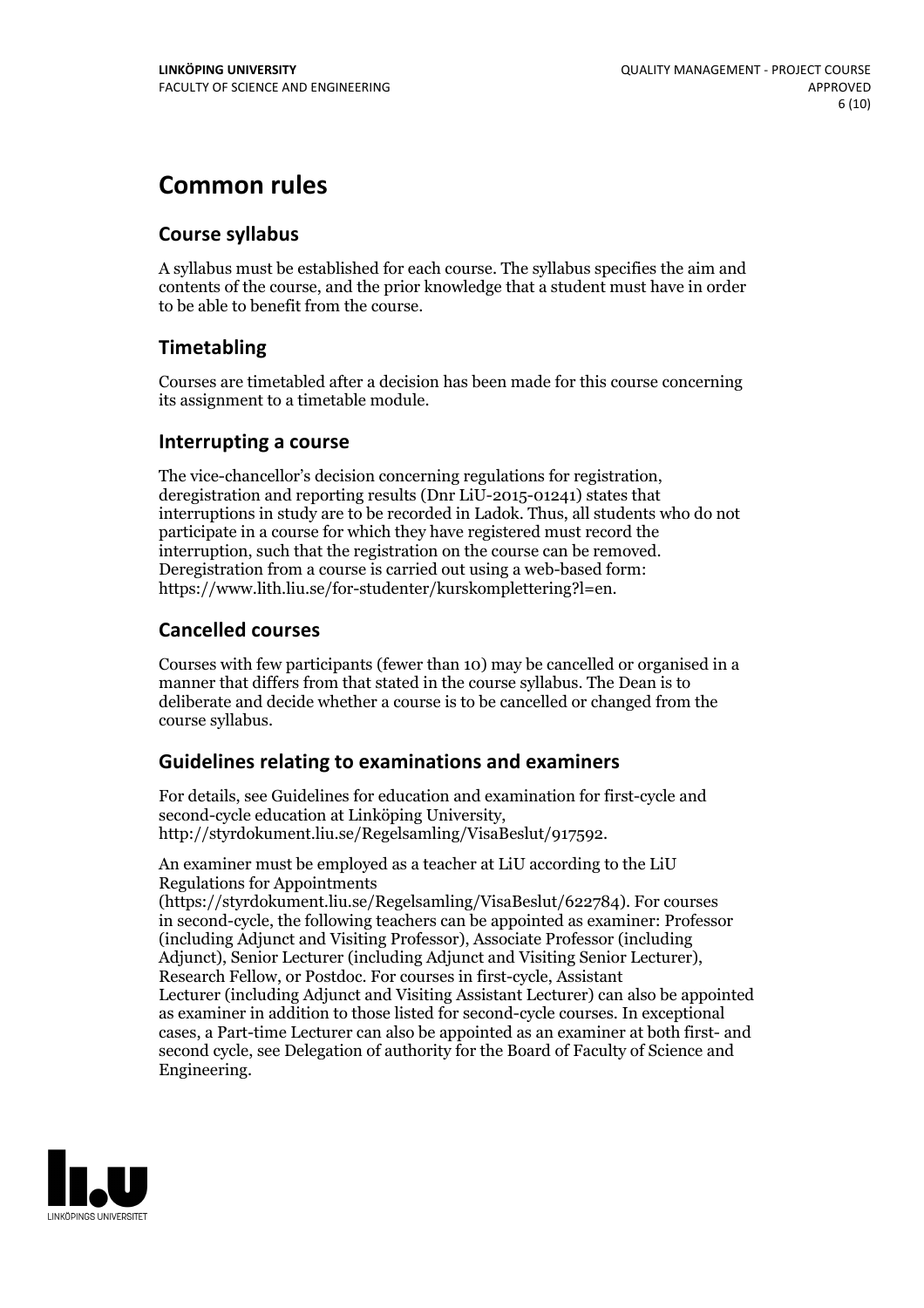# Common rules

## Course syllabus

A syllabus must be established for each course. The syllabus specifies the aim and contents of the course, and the prior knowledge that a student must have in order to be able to benefit from the course.

## Timetabling

Courses are timetabled after a decision has been made for this course concerning its assignment to a timetable module.

## Interrupting a course

The vice-chancellor's decision concerning regulations for registration, deregistration and reporting results (Dnr LiU-2015-01241) states that interruptions in study are to be recorded in Ladok. Thus, all students who do not participate in a course for which they have registered must record the interruption, such that the registration on the course can be removed. Deregistration from a course is carried out using a web-based form: https://www.lith.liu.se/for-studenter/kurskomplettering?l=en.

## Cancelled courses

Courses with few participants (fewer than 10) may be cancelled or organised in a manner that differs from that stated in the course syllabus. The Dean is to deliberate and decide whether a course is to be cancelled or changed from the course syllabus.

## Guidelines relating to examinations and examiners

For details, see Guidelines for education and examination for first-cycle and second-cycle education at Linköping University, http://styrdokument.liu.se/Regelsamling/VisaBeslut/917592.

An examiner must be employed as a teacher at LiU according to the LiU Regulations for Appointments (https://styrdokument.liu.se/Regelsamling/VisaBeslut/622784). For courses in second-cycle, the following teachers can be appointed as examiner: Professor (including Adjunct and Visiting Professor), Associate Professor (including Adjunct), Senior Lecturer (including Adjunct and Visiting Senior Lecturer), Research Fellow, or Postdoc. For courses in first-cycle, Assistant Lecturer (including Adjunct and Visiting Assistant Lecturer) can also be appointed as examiner in addition to those listed for second-cycle courses. In exceptional cases, a Part-time Lecturer can also be appointed as an examiner at both first- and second cycle, see Delegation of authority for the Board of Faculty of Science and Engineering.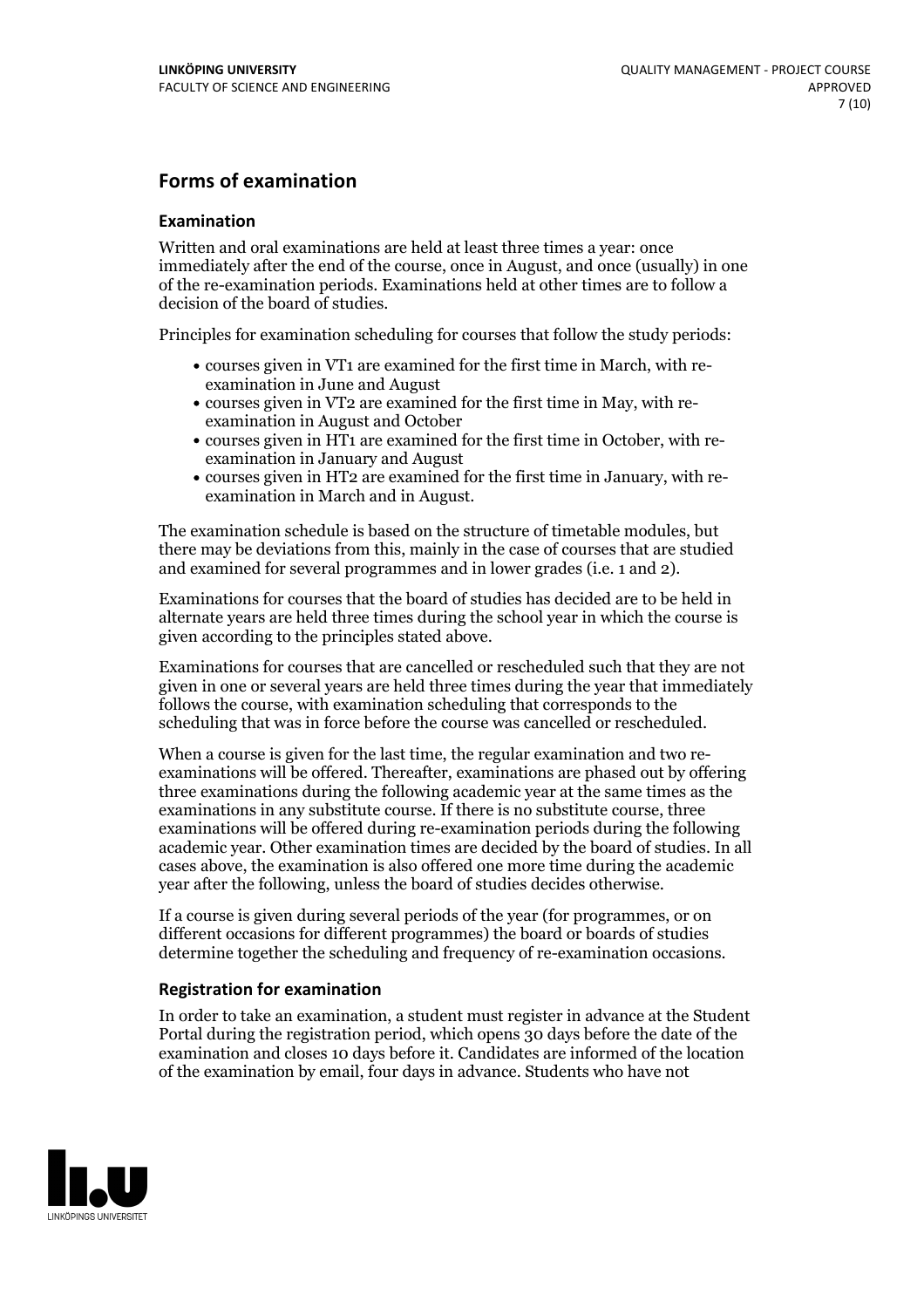## Forms of examination

### Examination

Written and oral examinations are held at least three times a year: once immediately after the end of the course, once in August, and once (usually) in one of the re-examination periods. Examinations held at other times are to follow a decision of the board of studies.

Principles for examination scheduling for courses that follow the study periods:

- courses given in VT1 are examined for the first time in March, with re-examination in June and August
- courses given in VT2 are examined for the first time in May, with re-examination in August and October
- courses given in HT1 are examined for the first time in October, with re-examination in January and August
- courses given in HT2 are examined for the first time in January, with re-examination in March and in August.

The examination schedule is based on the structure of timetable modules, but there may be deviations from this, mainly in the case of courses that are studied and examined for several programmes and in lower grades (i.e. 1 and 2).

Examinations for courses that the board of studies has decided are to be held in alternate years are held three times during the school year in which the course is given according to the principles stated above.

Examinations for courses that are cancelled or rescheduled such that they are not given in one or several years are held three times during the year that immediately follows the course, with examination scheduling that corresponds to the scheduling that was in force before the course was cancelled or rescheduled.

When a course is given for the last time, the regular examination and two re-examinations will be offered. Thereafter, examinations are phased out by offering three examinations during the following academic year at the same times as the examinations in any substitute course. If there is no substitute course, three examinations will be offered during re-examination periods during the following academic year. Other examination times are decided by the board of studies. In all cases above, the examination is also offered one more time during the academic year after the following, unless the board of studies decides otherwise.

If a course is given during several periods of the year (for programmes, or on different occasions for different programmes) the board or boards of studies determine together the scheduling and frequency of re-examination occasions.

### Registration for examination

In order to take an examination, a student must register in advance at the Student Portal during the registration period, which opens 30 days before the date of the examination and closes 10 days before it. Candidates are informed of the location of the examination by email, four days in advance. Students who have not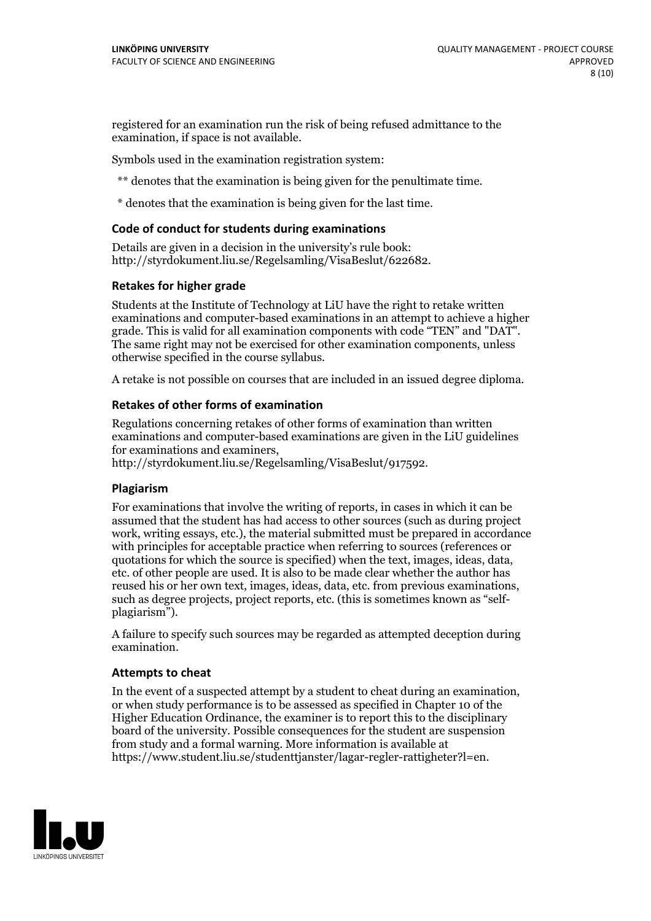registered for an examination run the risk of being refused admittance to the examination, if space is not available.

Symbols used in the examination registration system:

** denotes that the examination is being given for the penultimate time.

* denotes that the examination is being given for the last time.

### Code of conduct for students during examinations

Details are given in a decision in the university's rule book: http://styrdokument.liu.se/Regelsamling/VisaBeslut/622682.

### Retakes for higher grade

Students at the Institute of Technology at LiU have the right to retake written examinations and computer-based examinations in an attempt to achieve a higher grade. This is valid for all examination components with code "TEN" and "DAT". The same right may not be exercised for other examination components, unless otherwise specified in the course syllabus.

A retake is not possible on courses that are included in an issued degree diploma.

### Retakes of other forms of examination

Regulations concerning retakes of other forms of examination than written examinations and computer-based examinations are given in the LiU guidelines for examinations and examiners, http://styrdokument.liu.se/Regelsamling/VisaBeslut/917592.

### Plagiarism

For examinations that involve the writing of reports, in cases in which it can be assumed that the student has had access to other sources (such as during project work, writing essays, etc.), the material submitted must be prepared in accordance with principles for acceptable practice when referring to sources (references or quotations for which the source is specified) when the text, images, ideas, data, etc. of other people are used. It is also to be made clear whether the author has reused his or her own text, images, ideas, data, etc. from previous examinations, such as degree projects, project reports, etc. (this is sometimes known as "self-plagiarism").

A failure to specify such sources may be regarded as attempted deception during examination.

### Attempts to cheat

In the event of a suspected attempt by a student to cheat during an examination, or when study performance is to be assessed as specified in Chapter 10 of the Higher Education Ordinance, the examiner is to report this to the disciplinary board of the university. Possible consequences for the student are suspension from study and a formal warning. More information is available at https://www.student.liu.se/studenttjanster/lagar-regler-rattigheter?l=en.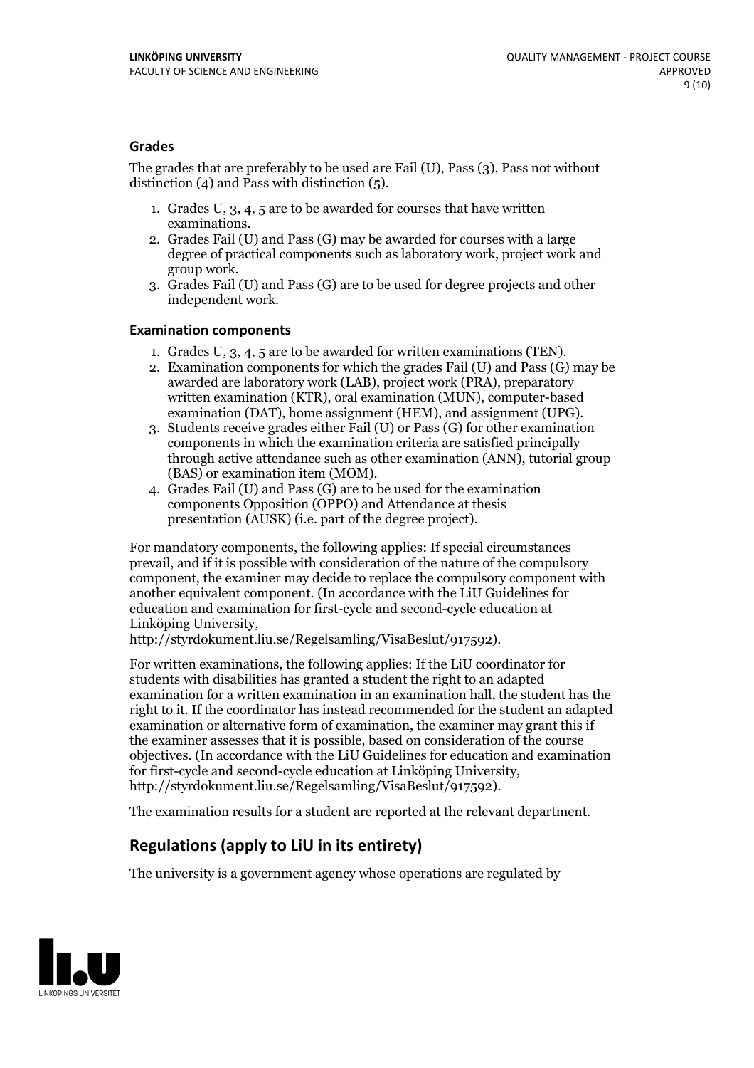### Grades

The grades that are preferably to be used are Fail (U), Pass (3), Pass not without distinction (4) and Pass with distinction (5).

1. Grades U, 3, 4, 5 are to be awarded for courses that have written examinations.
2. Grades Fail (U) and Pass (G) may be awarded for courses with a large degree of practical components such as laboratory work, project work and group work.
3. Grades Fail (U) and Pass (G) are to be used for degree projects and other independent work.

### Examination components

1. Grades U, 3, 4, 5 are to be awarded for written examinations (TEN).
2. Examination components for which the grades Fail (U) and Pass (G) may be awarded are laboratory work (LAB), project work (PRA), preparatory written examination (KTR), oral examination (MUN), computer-based examination (DAT), home assignment (HEM), and assignment (UPG).
3. Students receive grades either Fail (U) or Pass (G) for other examination components in which the examination criteria are satisfied principally through active attendance such as other examination (ANN), tutorial group (BAS) or examination item (MOM).
4. Grades Fail (U) and Pass (G) are to be used for the examination components Opposition (OPPO) and Attendance at thesis presentation (AUSK) (i.e. part of the degree project).

For mandatory components, the following applies: If special circumstances prevail, and if it is possible with consideration of the nature of the compulsory component, the examiner may decide to replace the compulsory component with another equivalent component. (In accordance with the LiU Guidelines for education and examination for first-cycle and second-cycle education at Linköping University, http://styrdokument.liu.se/Regelsamling/VisaBeslut/917592).

For written examinations, the following applies: If the LiU coordinator for students with disabilities has granted a student the right to an adapted examination for a written examination in an examination hall, the student has the right to it. If the coordinator has instead recommended for the student an adapted examination or alternative form of examination, the examiner may grant this if the examiner assesses that it is possible, based on consideration of the course objectives. (In accordance with the LiU Guidelines for education and examination for first-cycle and second-cycle education at Linköping University, http://styrdokument.liu.se/Regelsamling/VisaBeslut/917592).

The examination results for a student are reported at the relevant department.

## Regulations (apply to LiU in its entirety)

The university is a government agency whose operations are regulated by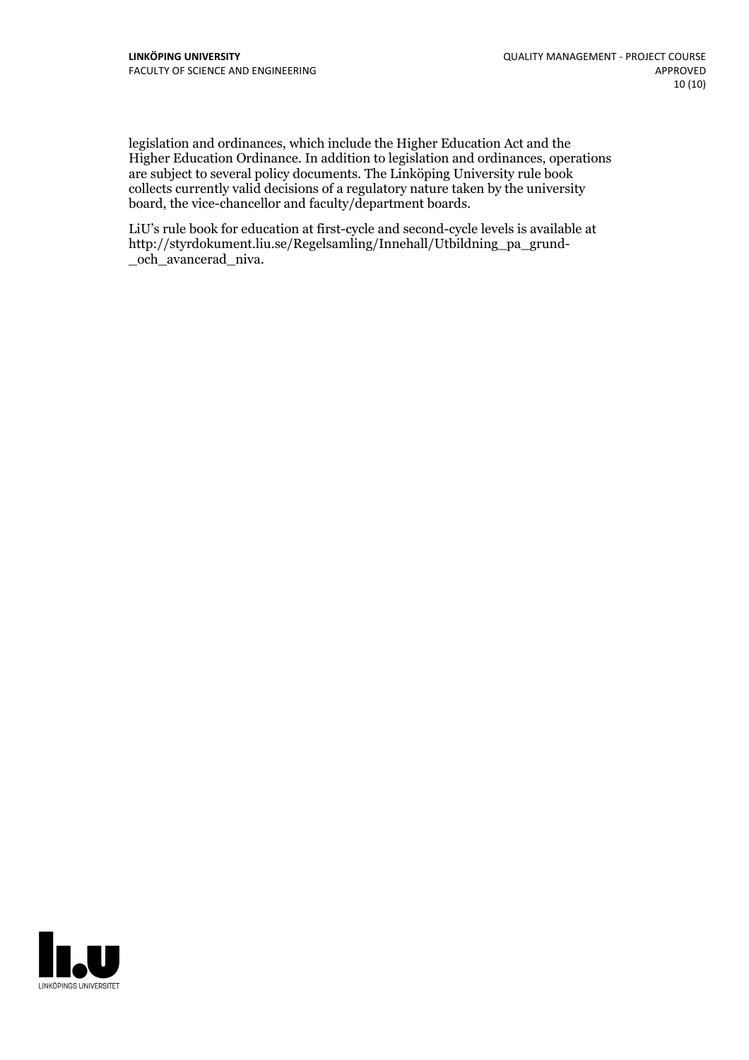legislation and ordinances, which include the Higher Education Act and the Higher Education Ordinance. In addition to legislation and ordinances, operations are subject to several policy documents. The Linköping University rule book collects currently valid decisions of a regulatory nature taken by the university board, the vice-chancellor and faculty/department boards.

LiU's rule book for education at first-cycle and second-cycle levels is available at http://styrdokument.liu.se/Regelsamling/Innehall/Utbildning_pa_grund-_och_avancerad_niva.